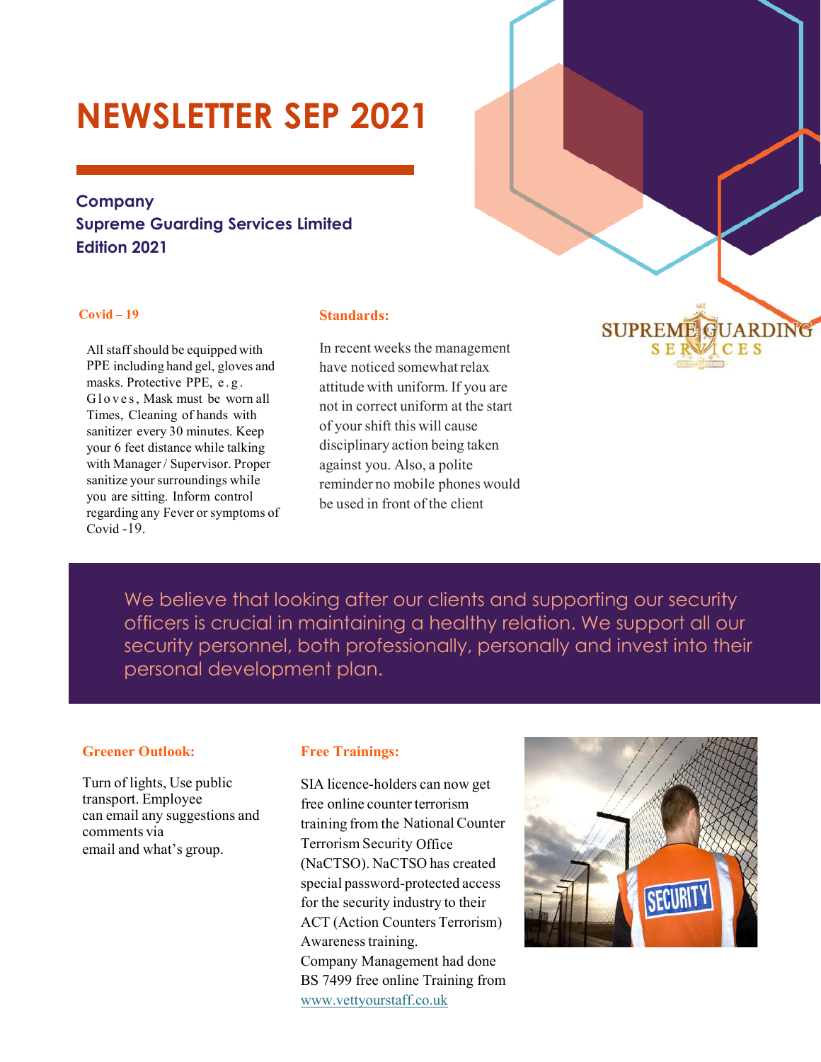# NEWSLETTER SEP 2021

**Company**
**Supreme Guarding Services Limited**
**Edition 2021**

SUPREME GUARDING SERVICES

### Covid – 19

All staff should be equipped with PPE including hand gel, gloves and masks. Protective PPE, e.g. Gloves, Mask must be worn all Times, Cleaning of hands with sanitizer every 30 minutes. Keep your 6 feet distance while talking with Manager / Supervisor. Proper sanitize your surroundings while you are sitting. Inform control regarding any Fever or symptoms of Covid -19.

### Standards:

In recent weeks the management have noticed somewhat relax attitude with uniform. If you are not in correct uniform at the start of your shift this will cause disciplinary action being taken against you. Also, a polite reminder no mobile phones would be used in front of the client

We believe that looking after our clients and supporting our security officers is crucial in maintaining a healthy relation. We support all our security personnel, both professionally, personally and invest into their personal development plan.

### Greener Outlook:

Turn of lights, Use public transport. Employee can email any suggestions and comments via email and what's group.

### Free Trainings:

SIA licence-holders can now get free online counter terrorism training from the National Counter Terrorism Security Office (NaCTSO). NaCTSO has created special password-protected access for the security industry to their ACT (Action Counters Terrorism) Awareness training.
Company Management had done BS 7499 free online Training from www.vettyourstaff.co.uk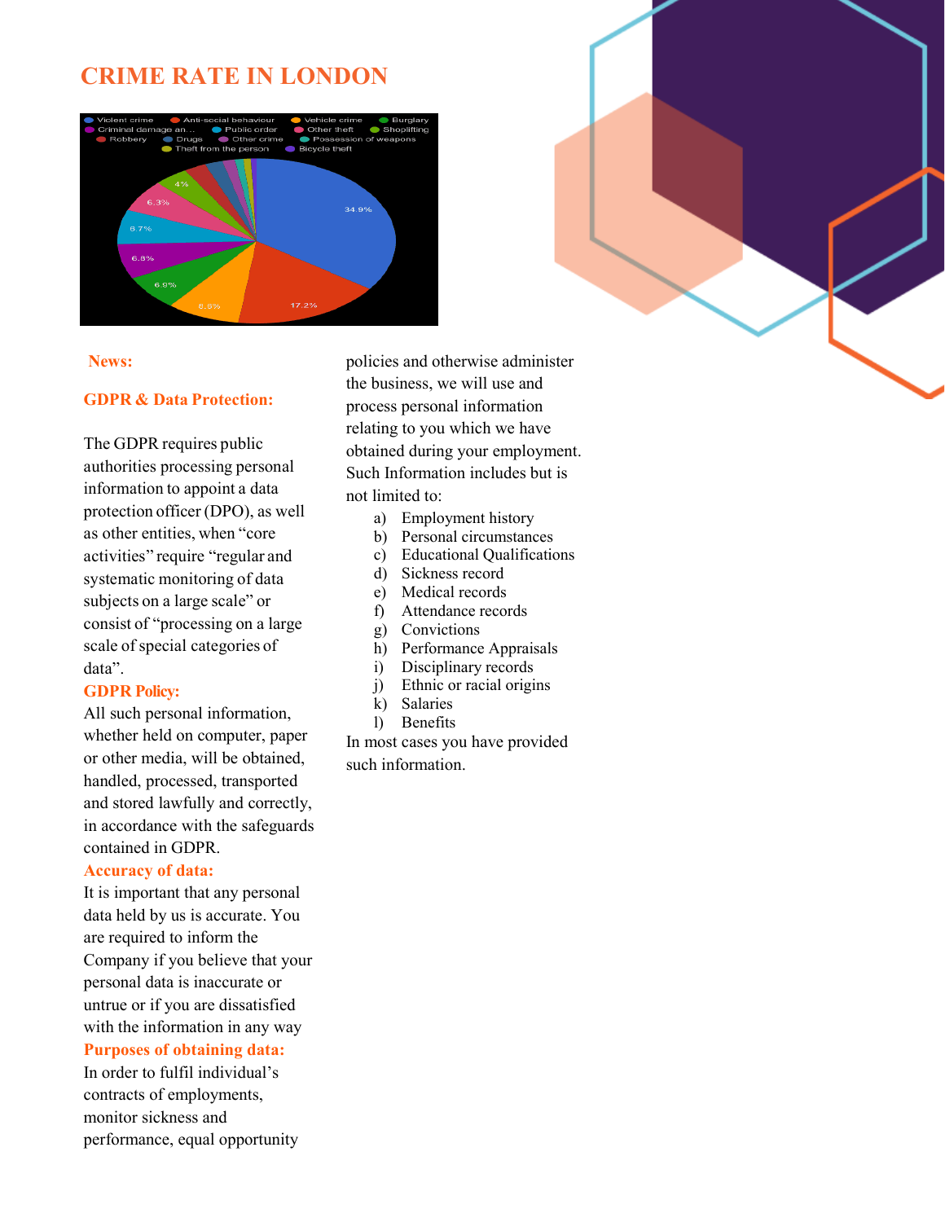# CRIME RATE IN LONDON

### News:

### GDPR & Data Protection:

The GDPR requires public authorities processing personal information to appoint a data protection officer (DPO), as well as other entities, when "core activities" require "regular and systematic monitoring of data subjects on a large scale" or consist of "processing on a large scale of special categories of data".

### GDPR Policy:

All such personal information, whether held on computer, paper or other media, will be obtained, handled, processed, transported and stored lawfully and correctly, in accordance with the safeguards contained in GDPR.

### Accuracy of data:

It is important that any personal data held by us is accurate. You are required to inform the Company if you believe that your personal data is inaccurate or untrue or if you are dissatisfied with the information in any way

### Purposes of obtaining data:

In order to fulfil individual's contracts of employments, monitor sickness and performance, equal opportunity policies and otherwise administer the business, we will use and process personal information relating to you which we have obtained during your employment. Such Information includes but is not limited to:

a) Employment history
b) Personal circumstances
c) Educational Qualifications
d) Sickness record
e) Medical records
f) Attendance records
g) Convictions
h) Performance Appraisals
i) Disciplinary records
j) Ethnic or racial origins
k) Salaries
l) Benefits

In most cases you have provided such information.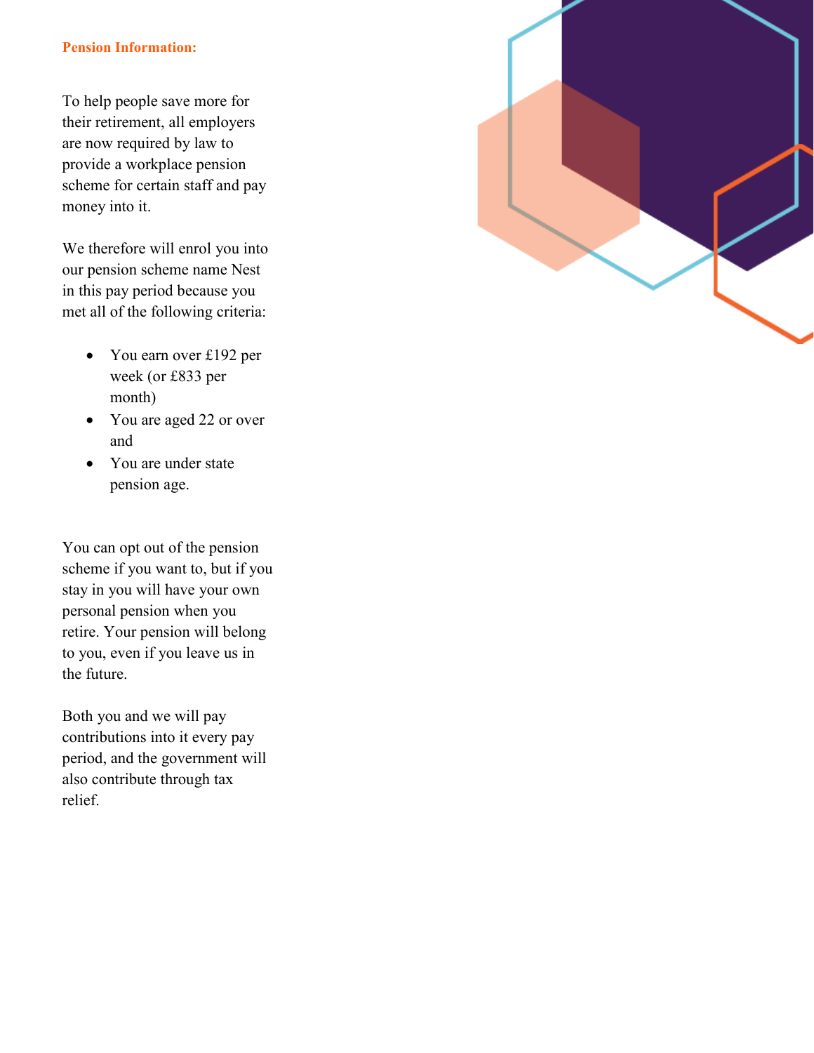**Pension Information:**

To help people save more for their retirement, all employers are now required by law to provide a workplace pension scheme for certain staff and pay money into it.

We therefore will enrol you into our pension scheme name Nest in this pay period because you met all of the following criteria:

- You earn over £192 per week (or £833 per month)
- You are aged 22 or over and
- You are under state pension age.

You can opt out of the pension scheme if you want to, but if you stay in you will have your own personal pension when you retire. Your pension will belong to you, even if you leave us in the future.

Both you and we will pay contributions into it every pay period, and the government will also contribute through tax relief.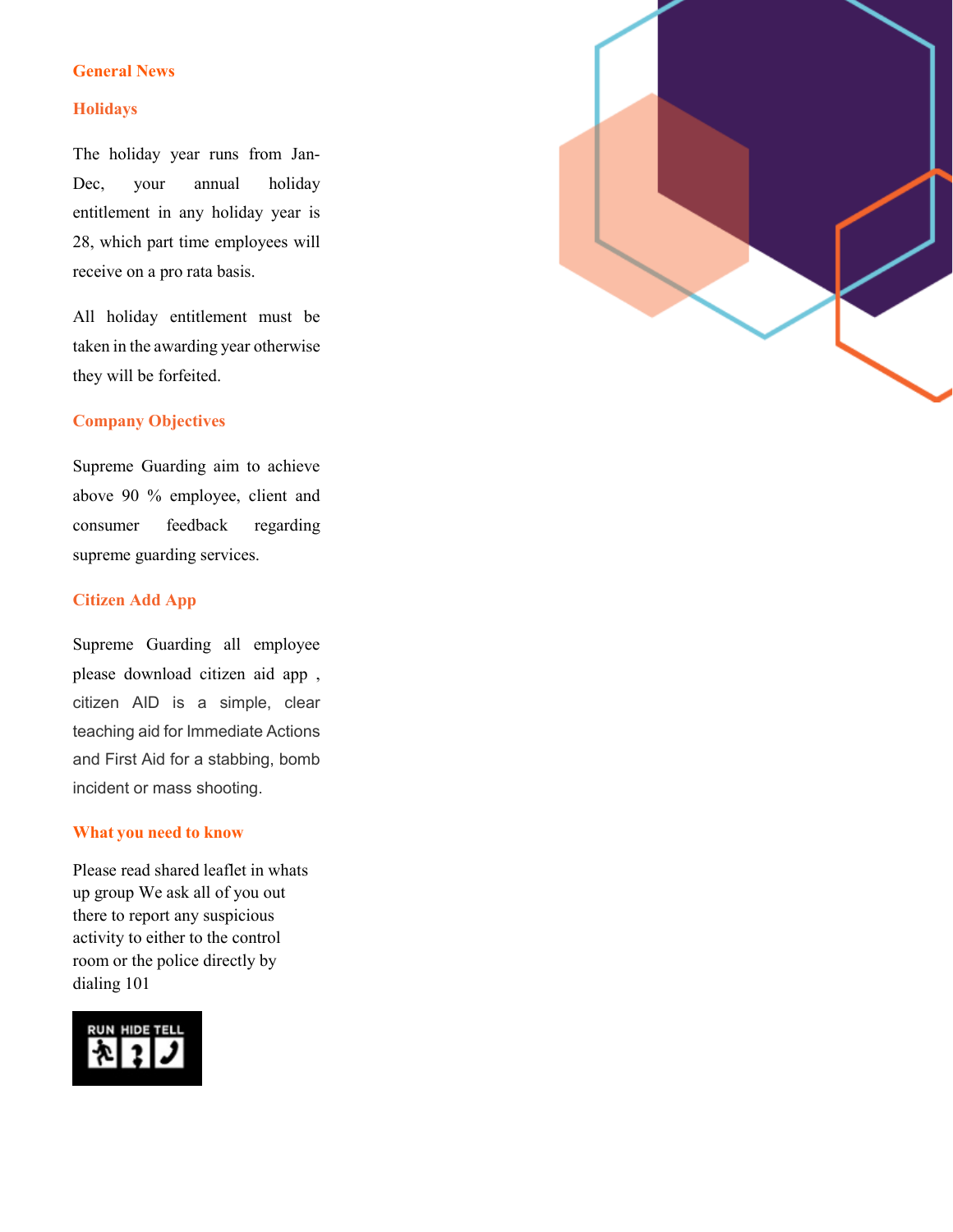## General News

### Holidays

The holiday year runs from Jan-Dec, your annual holiday entitlement in any holiday year is 28, which part time employees will receive on a pro rata basis.

All holiday entitlement must be taken in the awarding year otherwise they will be forfeited.

### Company Objectives

Supreme Guarding aim to achieve above 90 % employee, client and consumer feedback regarding supreme guarding services.

### Citizen Add App

Supreme Guarding all employee please download citizen aid app , citizen AID is a simple, clear teaching aid for Immediate Actions and First Aid for a stabbing, bomb incident or mass shooting.

### What you need to know

Please read shared leaflet in whats up group We ask all of you out there to report any suspicious activity to either to the control room or the police directly by dialing 101

RUN HIDE TELL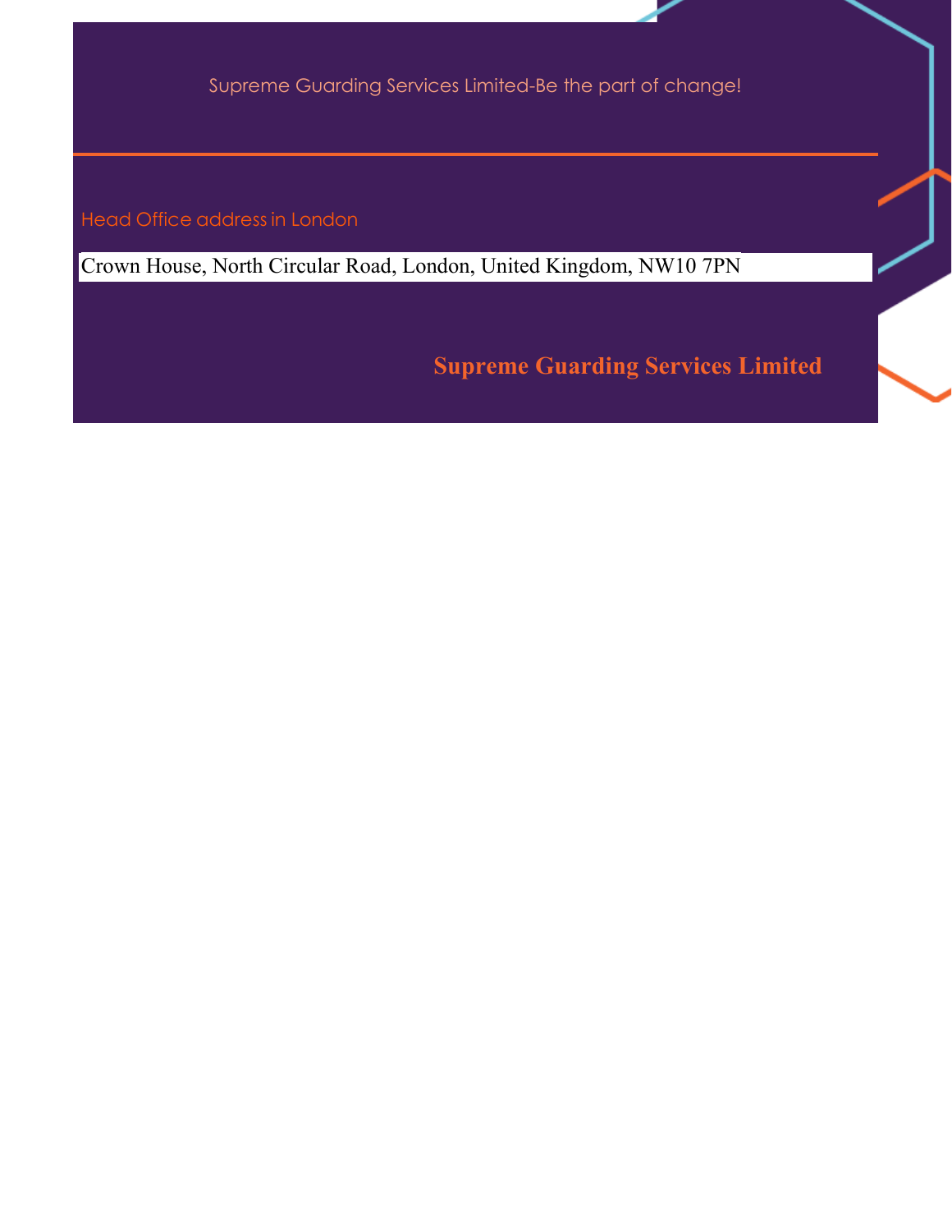Supreme Guarding Services Limited-Be the part of change!

Head Office address in London

Crown House, North Circular Road, London, United Kingdom, NW10 7PN

**Supreme Guarding Services Limited**